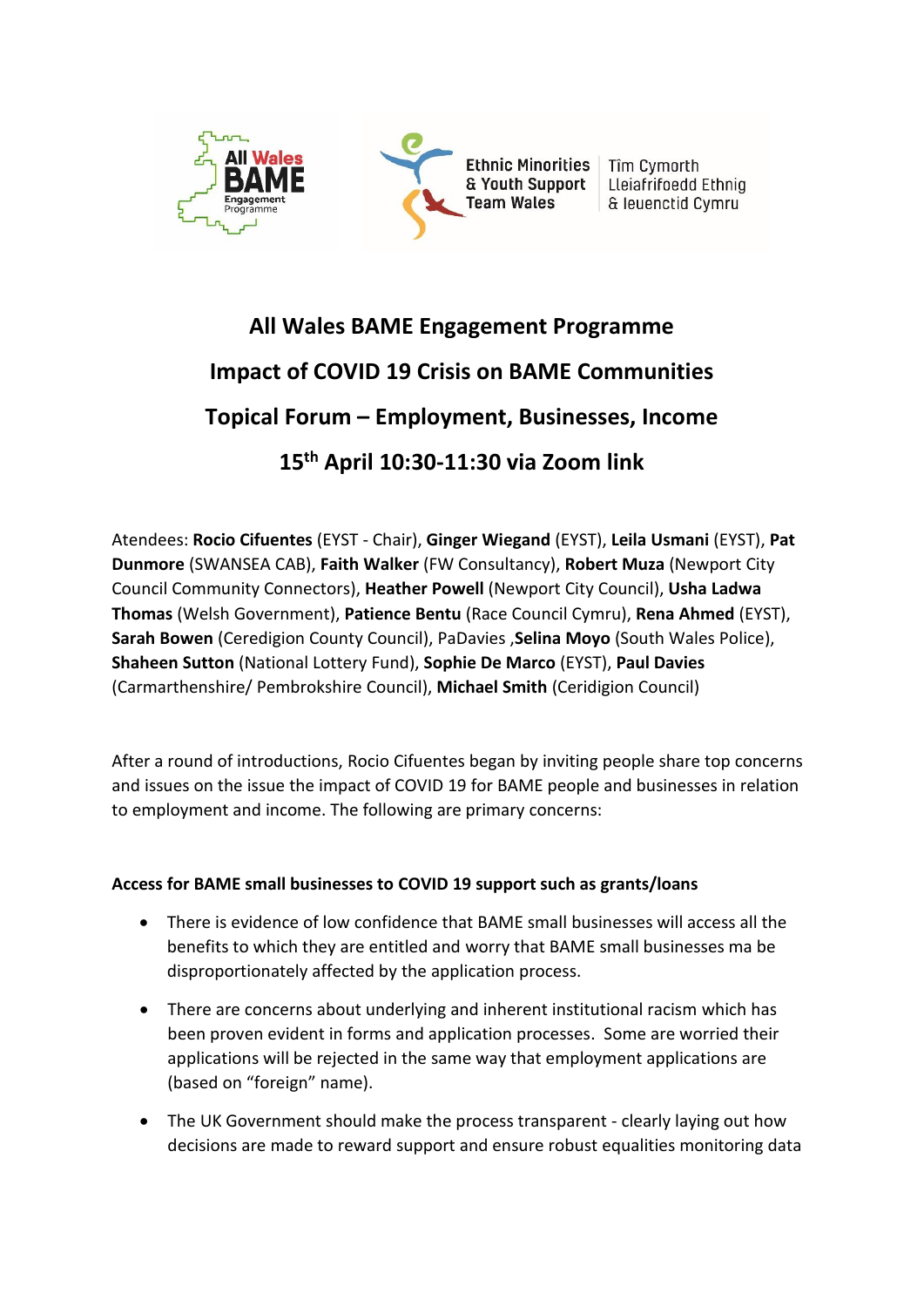All Wales BAME Engagement Programme

Ethnic Minorities & Youth Support Team Wales | Tîm Cymorth Lleiafrifoedd Ethnig & Ieuenctid Cymru

# All Wales BAME Engagement Programme

# Impact of COVID 19 Crisis on BAME Communities

# Topical Forum – Employment, Businesses, Income

# 15th April 10:30-11:30 via Zoom link

Atendees: **Rocio Cifuentes** (EYST - Chair), **Ginger Wiegand** (EYST), **Leila Usmani** (EYST), **Pat Dunmore** (SWANSEA CAB), **Faith Walker** (FW Consultancy), **Robert Muza** (Newport City Council Community Connectors), **Heather Powell** (Newport City Council), **Usha Ladwa Thomas** (Welsh Government), **Patience Bentu** (Race Council Cymru), **Rena Ahmed** (EYST), **Sarah Bowen** (Ceredigion County Council), PaDavies ,**Selina Moyo** (South Wales Police), **Shaheen Sutton** (National Lottery Fund), **Sophie De Marco** (EYST), **Paul Davies** (Carmarthenshire/ Pembrokshire Council), **Michael Smith** (Ceridigion Council)

After a round of introductions, Rocio Cifuentes began by inviting people share top concerns and issues on the issue the impact of COVID 19 for BAME people and businesses in relation to employment and income. The following are primary concerns:

**Access for BAME small businesses to COVID 19 support such as grants/loans**

- There is evidence of low confidence that BAME small businesses will access all the benefits to which they are entitled and worry that BAME small businesses ma be disproportionately affected by the application process.
- There are concerns about underlying and inherent institutional racism which has been proven evident in forms and application processes. Some are worried their applications will be rejected in the same way that employment applications are (based on "foreign" name).
- The UK Government should make the process transparent - clearly laying out how decisions are made to reward support and ensure robust equalities monitoring data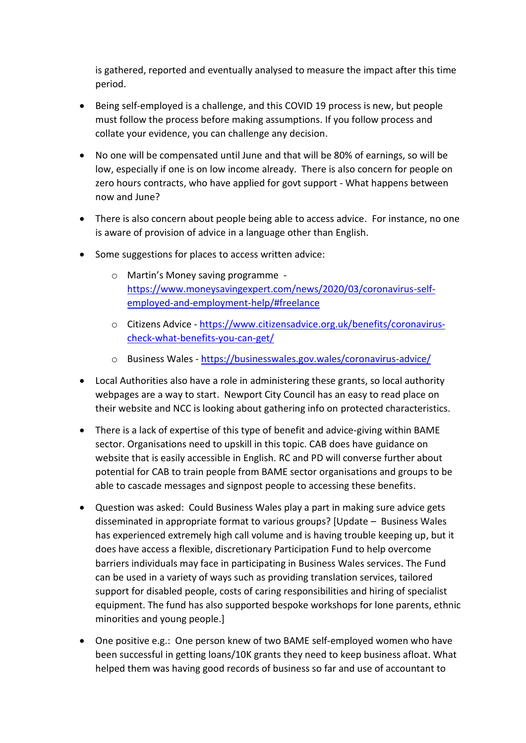is gathered, reported and eventually analysed to measure the impact after this time period.

- Being self-employed is a challenge, and this COVID 19 process is new, but people must follow the process before making assumptions. If you follow process and collate your evidence, you can challenge any decision.

- No one will be compensated until June and that will be 80% of earnings, so will be low, especially if one is on low income already. There is also concern for people on zero hours contracts, who have applied for govt support - What happens between now and June?

- There is also concern about people being able to access advice. For instance, no one is aware of provision of advice in a language other than English.

- Some suggestions for places to access written advice:
  - Martin's Money saving programme - https://www.moneysavingexpert.com/news/2020/03/coronavirus-self-employed-and-employment-help/#freelance
  - Citizens Advice - https://www.citizensadvice.org.uk/benefits/coronavirus-check-what-benefits-you-can-get/
  - Business Wales - https://businesswales.gov.wales/coronavirus-advice/

- Local Authorities also have a role in administering these grants, so local authority webpages are a way to start. Newport City Council has an easy to read place on their website and NCC is looking about gathering info on protected characteristics.

- There is a lack of expertise of this type of benefit and advice-giving within BAME sector. Organisations need to upskill in this topic. CAB does have guidance on website that is easily accessible in English. RC and PD will converse further about potential for CAB to train people from BAME sector organisations and groups to be able to cascade messages and signpost people to accessing these benefits.

- Question was asked: Could Business Wales play a part in making sure advice gets disseminated in appropriate format to various groups? [Update – Business Wales has experienced extremely high call volume and is having trouble keeping up, but it does have access a flexible, discretionary Participation Fund to help overcome barriers individuals may face in participating in Business Wales services. The Fund can be used in a variety of ways such as providing translation services, tailored support for disabled people, costs of caring responsibilities and hiring of specialist equipment. The fund has also supported bespoke workshops for lone parents, ethnic minorities and young people.]

- One positive e.g.: One person knew of two BAME self-employed women who have been successful in getting loans/10K grants they need to keep business afloat. What helped them was having good records of business so far and use of accountant to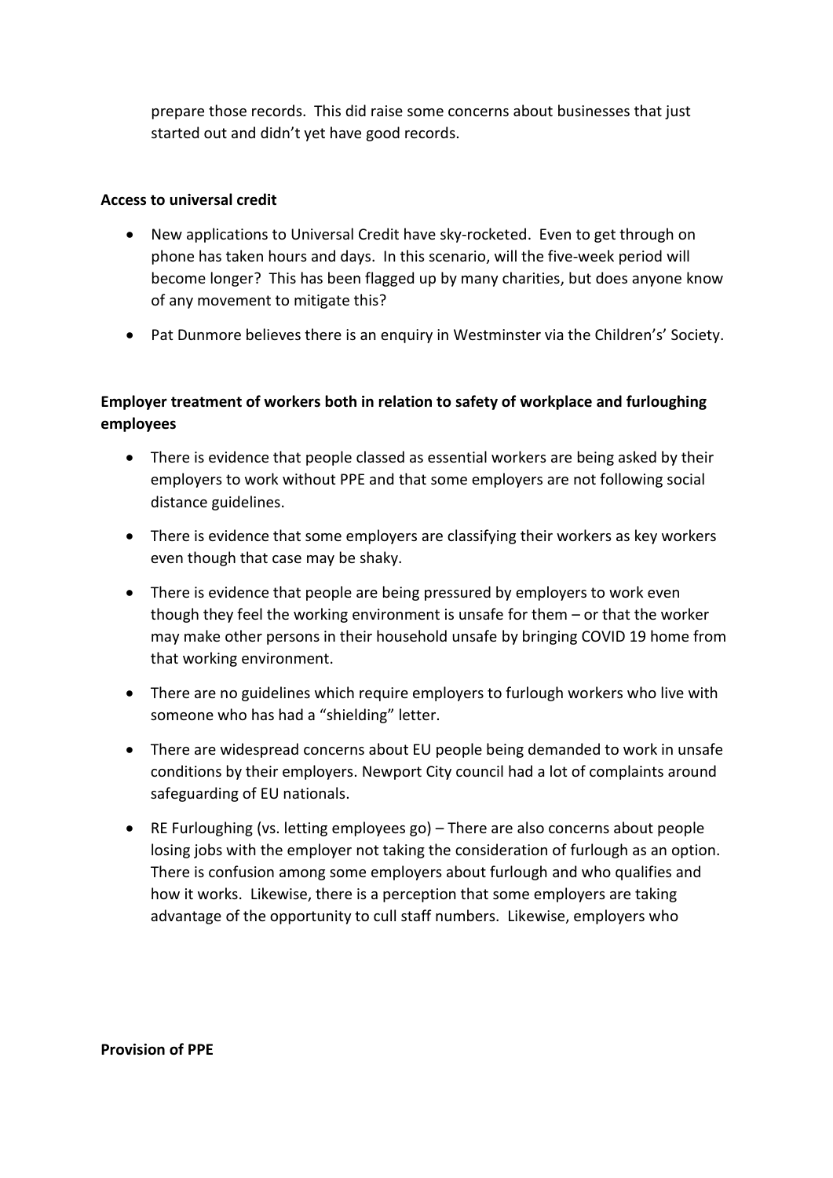prepare those records. This did raise some concerns about businesses that just started out and didn't yet have good records.

**Access to universal credit**

- New applications to Universal Credit have sky-rocketed. Even to get through on phone has taken hours and days. In this scenario, will the five-week period will become longer? This has been flagged up by many charities, but does anyone know of any movement to mitigate this?
- Pat Dunmore believes there is an enquiry in Westminster via the Children's' Society.

**Employer treatment of workers both in relation to safety of workplace and furloughing employees**

- There is evidence that people classed as essential workers are being asked by their employers to work without PPE and that some employers are not following social distance guidelines.
- There is evidence that some employers are classifying their workers as key workers even though that case may be shaky.
- There is evidence that people are being pressured by employers to work even though they feel the working environment is unsafe for them – or that the worker may make other persons in their household unsafe by bringing COVID 19 home from that working environment.
- There are no guidelines which require employers to furlough workers who live with someone who has had a "shielding" letter.
- There are widespread concerns about EU people being demanded to work in unsafe conditions by their employers. Newport City council had a lot of complaints around safeguarding of EU nationals.
- RE Furloughing (vs. letting employees go) – There are also concerns about people losing jobs with the employer not taking the consideration of furlough as an option. There is confusion among some employers about furlough and who qualifies and how it works. Likewise, there is a perception that some employers are taking advantage of the opportunity to cull staff numbers. Likewise, employers who

**Provision of PPE**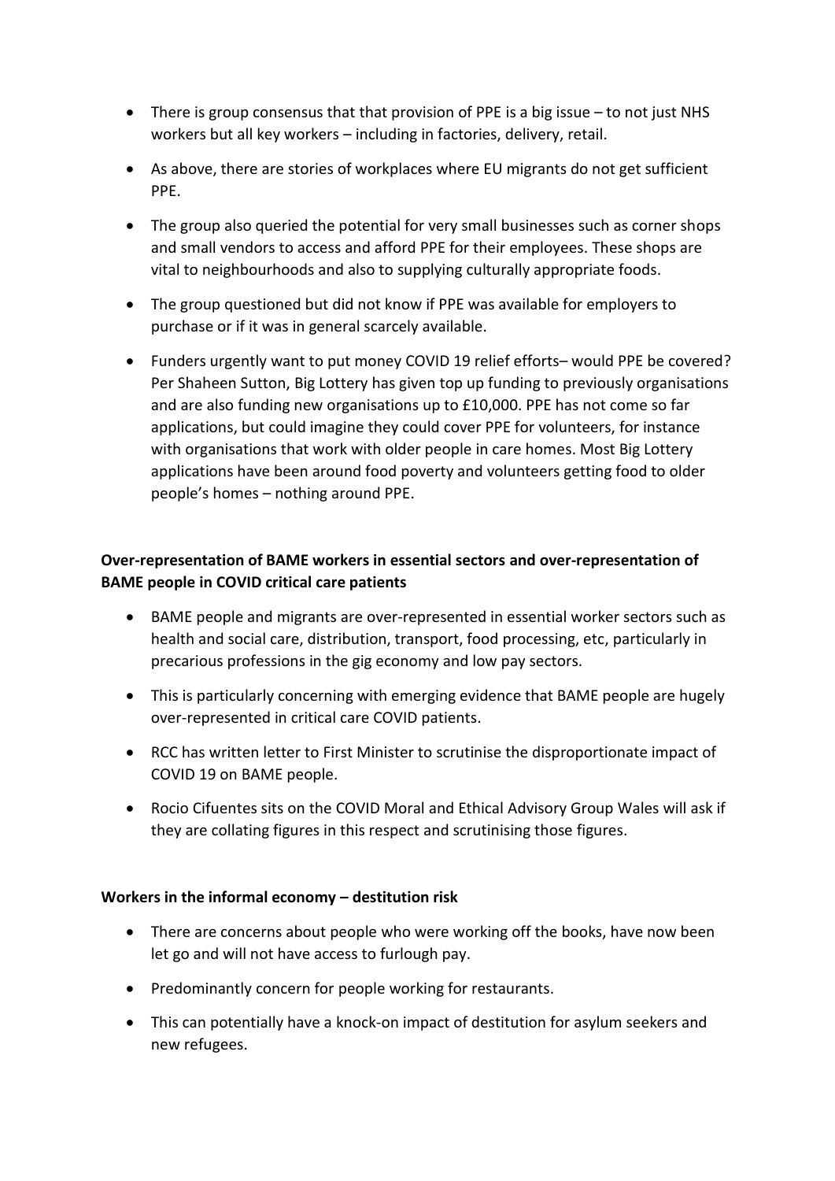- There is group consensus that that provision of PPE is a big issue – to not just NHS workers but all key workers – including in factories, delivery, retail.
- As above, there are stories of workplaces where EU migrants do not get sufficient PPE.
- The group also queried the potential for very small businesses such as corner shops and small vendors to access and afford PPE for their employees. These shops are vital to neighbourhoods and also to supplying culturally appropriate foods.
- The group questioned but did not know if PPE was available for employers to purchase or if it was in general scarcely available.
- Funders urgently want to put money COVID 19 relief efforts– would PPE be covered? Per Shaheen Sutton, Big Lottery has given top up funding to previously organisations and are also funding new organisations up to £10,000. PPE has not come so far applications, but could imagine they could cover PPE for volunteers, for instance with organisations that work with older people in care homes. Most Big Lottery applications have been around food poverty and volunteers getting food to older people's homes – nothing around PPE.

**Over-representation of BAME workers in essential sectors and over-representation of BAME people in COVID critical care patients**

- BAME people and migrants are over-represented in essential worker sectors such as health and social care, distribution, transport, food processing, etc, particularly in precarious professions in the gig economy and low pay sectors.
- This is particularly concerning with emerging evidence that BAME people are hugely over-represented in critical care COVID patients.
- RCC has written letter to First Minister to scrutinise the disproportionate impact of COVID 19 on BAME people.
- Rocio Cifuentes sits on the COVID Moral and Ethical Advisory Group Wales will ask if they are collating figures in this respect and scrutinising those figures.

**Workers in the informal economy – destitution risk**

- There are concerns about people who were working off the books, have now been let go and will not have access to furlough pay.
- Predominantly concern for people working for restaurants.
- This can potentially have a knock-on impact of destitution for asylum seekers and new refugees.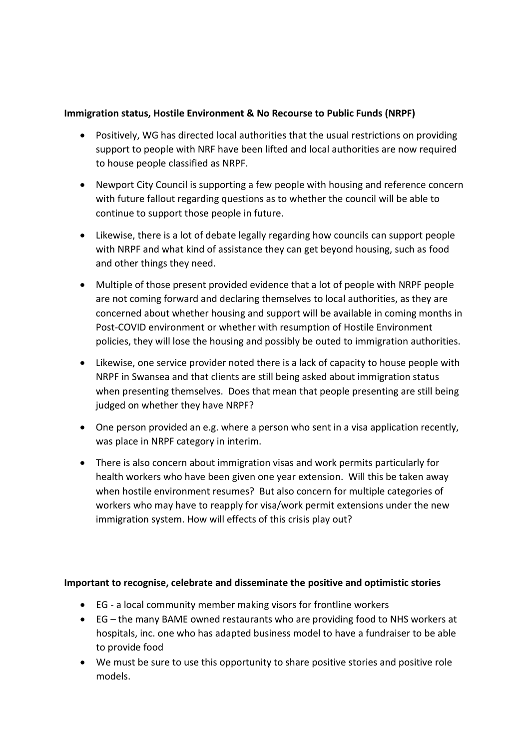**Immigration status, Hostile Environment & No Recourse to Public Funds (NRPF)**

- Positively, WG has directed local authorities that the usual restrictions on providing support to people with NRF have been lifted and local authorities are now required to house people classified as NRPF.
- Newport City Council is supporting a few people with housing and reference concern with future fallout regarding questions as to whether the council will be able to continue to support those people in future.
- Likewise, there is a lot of debate legally regarding how councils can support people with NRPF and what kind of assistance they can get beyond housing, such as food and other things they need.
- Multiple of those present provided evidence that a lot of people with NRPF people are not coming forward and declaring themselves to local authorities, as they are concerned about whether housing and support will be available in coming months in Post-COVID environment or whether with resumption of Hostile Environment policies, they will lose the housing and possibly be outed to immigration authorities.
- Likewise, one service provider noted there is a lack of capacity to house people with NRPF in Swansea and that clients are still being asked about immigration status when presenting themselves. Does that mean that people presenting are still being judged on whether they have NRPF?
- One person provided an e.g. where a person who sent in a visa application recently, was place in NRPF category in interim.
- There is also concern about immigration visas and work permits particularly for health workers who have been given one year extension. Will this be taken away when hostile environment resumes? But also concern for multiple categories of workers who may have to reapply for visa/work permit extensions under the new immigration system. How will effects of this crisis play out?

**Important to recognise, celebrate and disseminate the positive and optimistic stories**

- EG - a local community member making visors for frontline workers
- EG – the many BAME owned restaurants who are providing food to NHS workers at hospitals, inc. one who has adapted business model to have a fundraiser to be able to provide food
- We must be sure to use this opportunity to share positive stories and positive role models.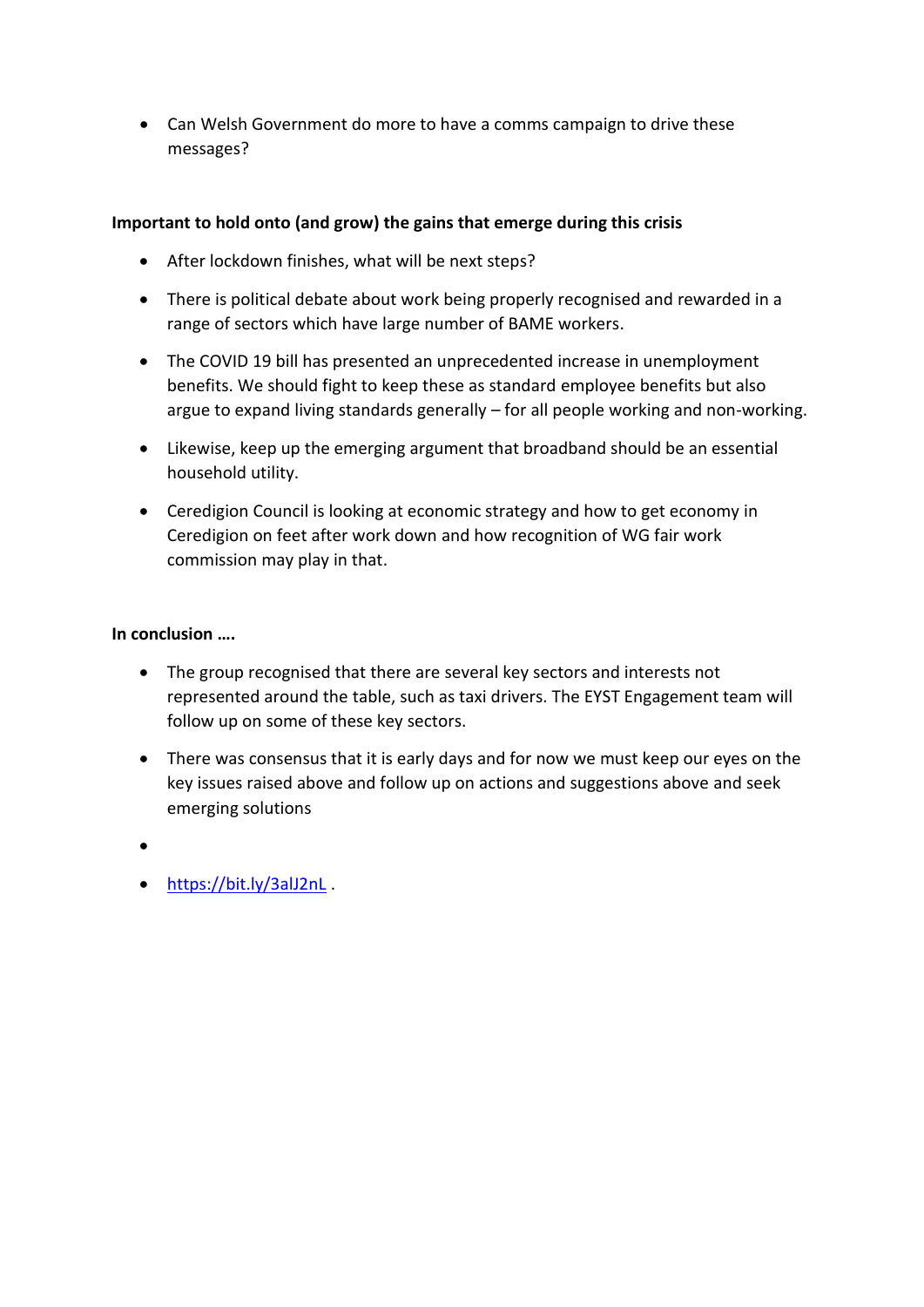- Can Welsh Government do more to have a comms campaign to drive these messages?

**Important to hold onto (and grow) the gains that emerge during this crisis**

- After lockdown finishes, what will be next steps?
- There is political debate about work being properly recognised and rewarded in a range of sectors which have large number of BAME workers.
- The COVID 19 bill has presented an unprecedented increase in unemployment benefits. We should fight to keep these as standard employee benefits but also argue to expand living standards generally – for all people working and non-working.
- Likewise, keep up the emerging argument that broadband should be an essential household utility.
- Ceredigion Council is looking at economic strategy and how to get economy in Ceredigion on feet after work down and how recognition of WG fair work commission may play in that.

**In conclusion ….**

- The group recognised that there are several key sectors and interests not represented around the table, such as taxi drivers. The EYST Engagement team will follow up on some of these key sectors.
- There was consensus that it is early days and for now we must keep our eyes on the key issues raised above and follow up on actions and suggestions above and seek emerging solutions
- 
- https://bit.ly/3alJ2nL .